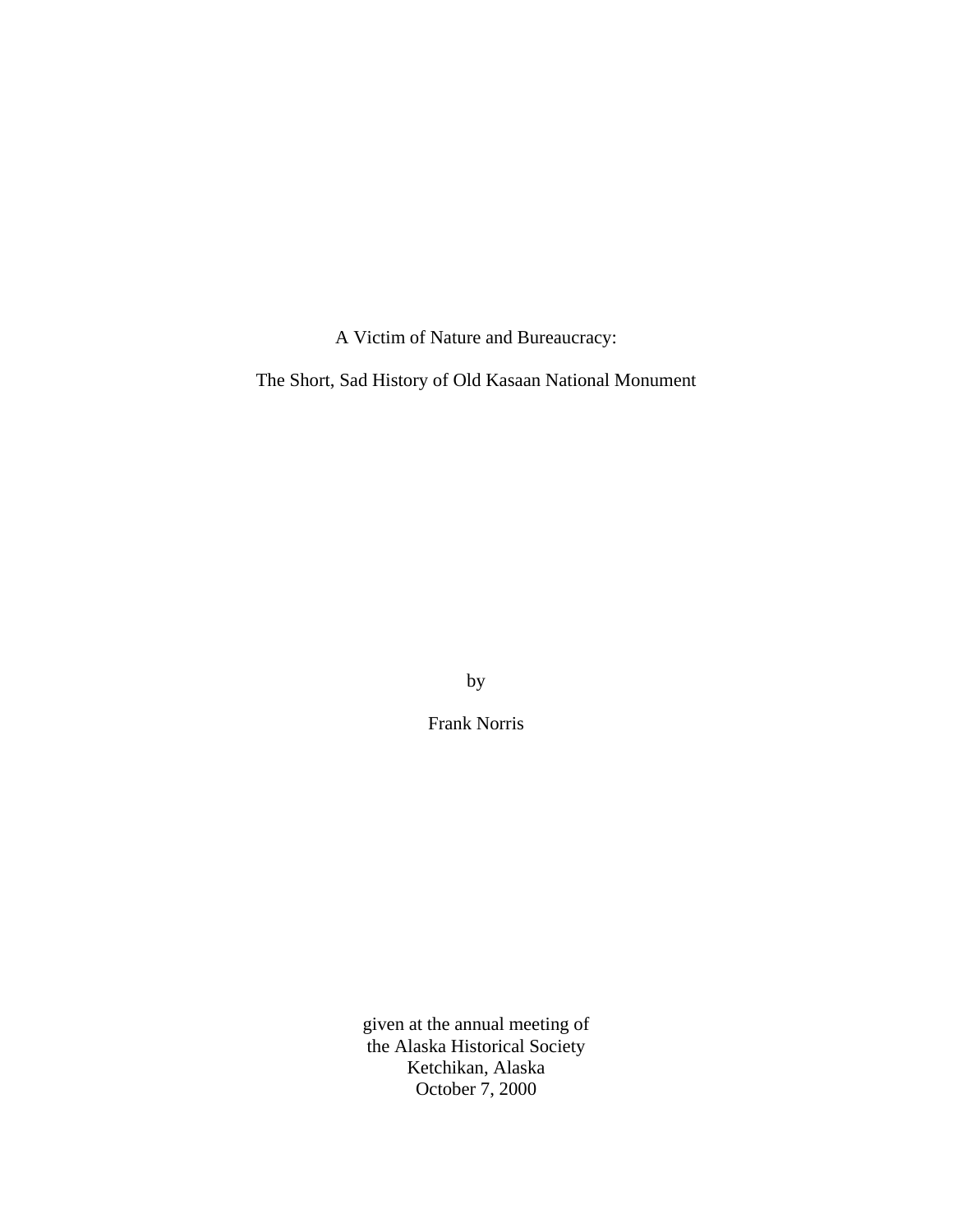# A Victim of Nature and Bureaucracy:

# The Short, Sad History of Old Kasaan National Monument

by

Frank Norris

given at the annual meeting of
the Alaska Historical Society
Ketchikan, Alaska
October 7, 2000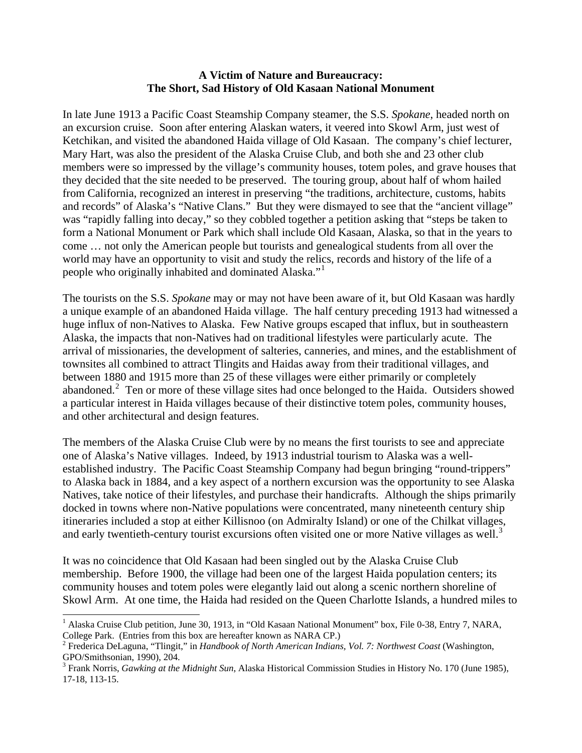**A Victim of Nature and Bureaucracy:**
**The Short, Sad History of Old Kasaan National Monument**

In late June 1913 a Pacific Coast Steamship Company steamer, the S.S. *Spokane*, headed north on an excursion cruise. Soon after entering Alaskan waters, it veered into Skowl Arm, just west of Ketchikan, and visited the abandoned Haida village of Old Kasaan. The company's chief lecturer, Mary Hart, was also the president of the Alaska Cruise Club, and both she and 23 other club members were so impressed by the village's community houses, totem poles, and grave houses that they decided that the site needed to be preserved. The touring group, about half of whom hailed from California, recognized an interest in preserving "the traditions, architecture, customs, habits and records" of Alaska's "Native Clans." But they were dismayed to see that the "ancient village" was "rapidly falling into decay," so they cobbled together a petition asking that "steps be taken to form a National Monument or Park which shall include Old Kasaan, Alaska, so that in the years to come … not only the American people but tourists and genealogical students from all over the world may have an opportunity to visit and study the relics, records and history of the life of a people who originally inhabited and dominated Alaska."[1]

The tourists on the S.S. *Spokane* may or may not have been aware of it, but Old Kasaan was hardly a unique example of an abandoned Haida village. The half century preceding 1913 had witnessed a huge influx of non-Natives to Alaska. Few Native groups escaped that influx, but in southeastern Alaska, the impacts that non-Natives had on traditional lifestyles were particularly acute. The arrival of missionaries, the development of salteries, canneries, and mines, and the establishment of townsites all combined to attract Tlingits and Haidas away from their traditional villages, and between 1880 and 1915 more than 25 of these villages were either primarily or completely abandoned.[2] Ten or more of these village sites had once belonged to the Haida. Outsiders showed a particular interest in Haida villages because of their distinctive totem poles, community houses, and other architectural and design features.

The members of the Alaska Cruise Club were by no means the first tourists to see and appreciate one of Alaska's Native villages. Indeed, by 1913 industrial tourism to Alaska was a well-established industry. The Pacific Coast Steamship Company had begun bringing "round-trippers" to Alaska back in 1884, and a key aspect of a northern excursion was the opportunity to see Alaska Natives, take notice of their lifestyles, and purchase their handicrafts. Although the ships primarily docked in towns where non-Native populations were concentrated, many nineteenth century ship itineraries included a stop at either Killisnoo (on Admiralty Island) or one of the Chilkat villages, and early twentieth-century tourist excursions often visited one or more Native villages as well.[3]

It was no coincidence that Old Kasaan had been singled out by the Alaska Cruise Club membership. Before 1900, the village had been one of the largest Haida population centers; its community houses and totem poles were elegantly laid out along a scenic northern shoreline of Skowl Arm. At one time, the Haida had resided on the Queen Charlotte Islands, a hundred miles to

---

[1] Alaska Cruise Club petition, June 30, 1913, in "Old Kasaan National Monument" box, File 0-38, Entry 7, NARA, College Park. (Entries from this box are hereafter known as NARA CP.)

[2] Frederica DeLaguna, "Tlingit," in *Handbook of North American Indians, Vol. 7: Northwest Coast* (Washington, GPO/Smithsonian, 1990), 204.

[3] Frank Norris, *Gawking at the Midnight Sun*, Alaska Historical Commission Studies in History No. 170 (June 1985), 17-18, 113-15.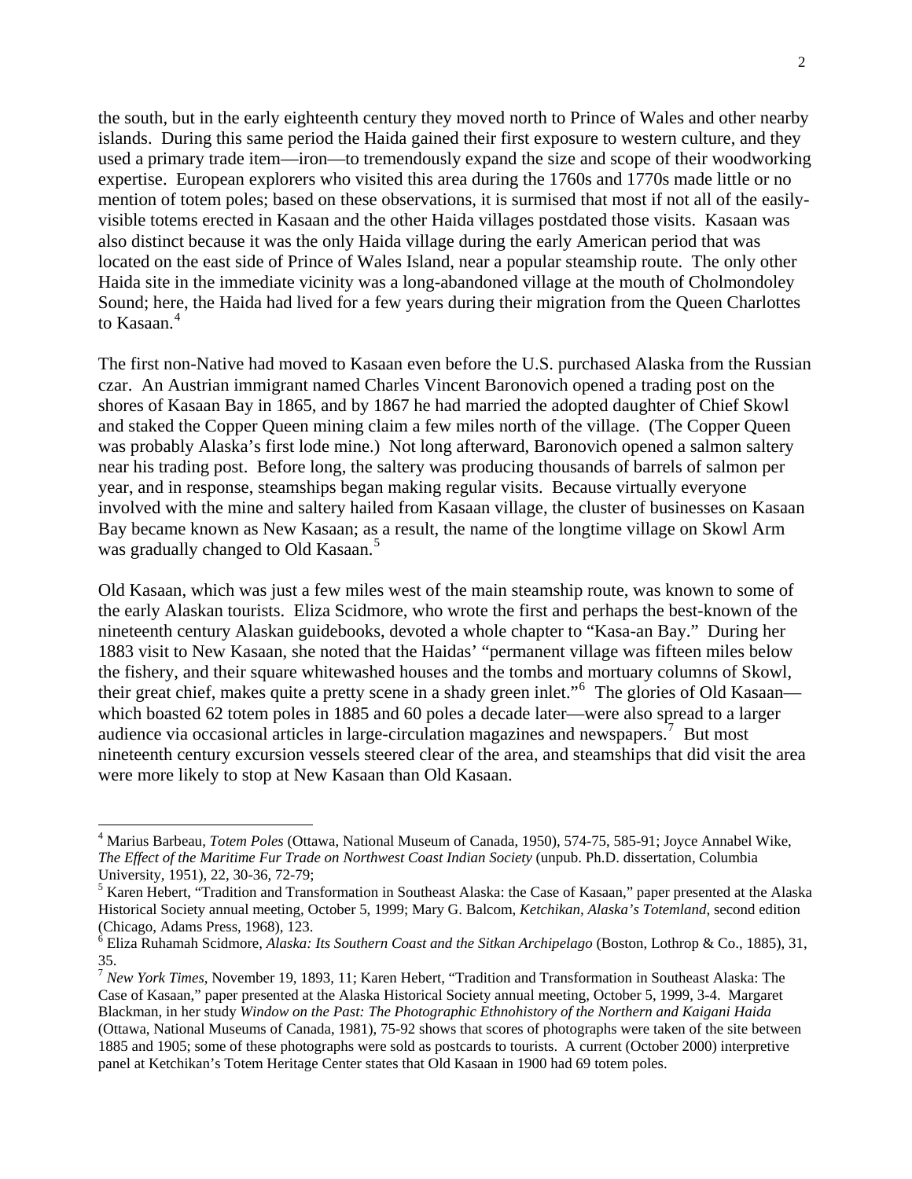the south, but in the early eighteenth century they moved north to Prince of Wales and other nearby islands. During this same period the Haida gained their first exposure to western culture, and they used a primary trade item—iron—to tremendously expand the size and scope of their woodworking expertise. European explorers who visited this area during the 1760s and 1770s made little or no mention of totem poles; based on these observations, it is surmised that most if not all of the easily-visible totems erected in Kasaan and the other Haida villages postdated those visits. Kasaan was also distinct because it was the only Haida village during the early American period that was located on the east side of Prince of Wales Island, near a popular steamship route. The only other Haida site in the immediate vicinity was a long-abandoned village at the mouth of Cholmondoley Sound; here, the Haida had lived for a few years during their migration from the Queen Charlottes to Kasaan.[4]

The first non-Native had moved to Kasaan even before the U.S. purchased Alaska from the Russian czar. An Austrian immigrant named Charles Vincent Baronovich opened a trading post on the shores of Kasaan Bay in 1865, and by 1867 he had married the adopted daughter of Chief Skowl and staked the Copper Queen mining claim a few miles north of the village. (The Copper Queen was probably Alaska's first lode mine.) Not long afterward, Baronovich opened a salmon saltery near his trading post. Before long, the saltery was producing thousands of barrels of salmon per year, and in response, steamships began making regular visits. Because virtually everyone involved with the mine and saltery hailed from Kasaan village, the cluster of businesses on Kasaan Bay became known as New Kasaan; as a result, the name of the longtime village on Skowl Arm was gradually changed to Old Kasaan.[5]

Old Kasaan, which was just a few miles west of the main steamship route, was known to some of the early Alaskan tourists. Eliza Scidmore, who wrote the first and perhaps the best-known of the nineteenth century Alaskan guidebooks, devoted a whole chapter to "Kasa-an Bay." During her 1883 visit to New Kasaan, she noted that the Haidas' "permanent village was fifteen miles below the fishery, and their square whitewashed houses and the tombs and mortuary columns of Skowl, their great chief, makes quite a pretty scene in a shady green inlet."[6] The glories of Old Kasaan—which boasted 62 totem poles in 1885 and 60 poles a decade later—were also spread to a larger audience via occasional articles in large-circulation magazines and newspapers.[7] But most nineteenth century excursion vessels steered clear of the area, and steamships that did visit the area were more likely to stop at New Kasaan than Old Kasaan.

---

[4] Marius Barbeau, *Totem Poles* (Ottawa, National Museum of Canada, 1950), 574-75, 585-91; Joyce Annabel Wike, *The Effect of the Maritime Fur Trade on Northwest Coast Indian Society* (unpub. Ph.D. dissertation, Columbia University, 1951), 22, 30-36, 72-79;

[5] Karen Hebert, "Tradition and Transformation in Southeast Alaska: the Case of Kasaan," paper presented at the Alaska Historical Society annual meeting, October 5, 1999; Mary G. Balcom, *Ketchikan, Alaska's Totemland*, second edition (Chicago, Adams Press, 1968), 123.

[6] Eliza Ruhamah Scidmore, *Alaska: Its Southern Coast and the Sitkan Archipelago* (Boston, Lothrop & Co., 1885), 31, 35.

[7] *New York Times*, November 19, 1893, 11; Karen Hebert, "Tradition and Transformation in Southeast Alaska: The Case of Kasaan," paper presented at the Alaska Historical Society annual meeting, October 5, 1999, 3-4. Margaret Blackman, in her study *Window on the Past: The Photographic Ethnohistory of the Northern and Kaigani Haida* (Ottawa, National Museums of Canada, 1981), 75-92 shows that scores of photographs were taken of the site between 1885 and 1905; some of these photographs were sold as postcards to tourists. A current (October 2000) interpretive panel at Ketchikan's Totem Heritage Center states that Old Kasaan in 1900 had 69 totem poles.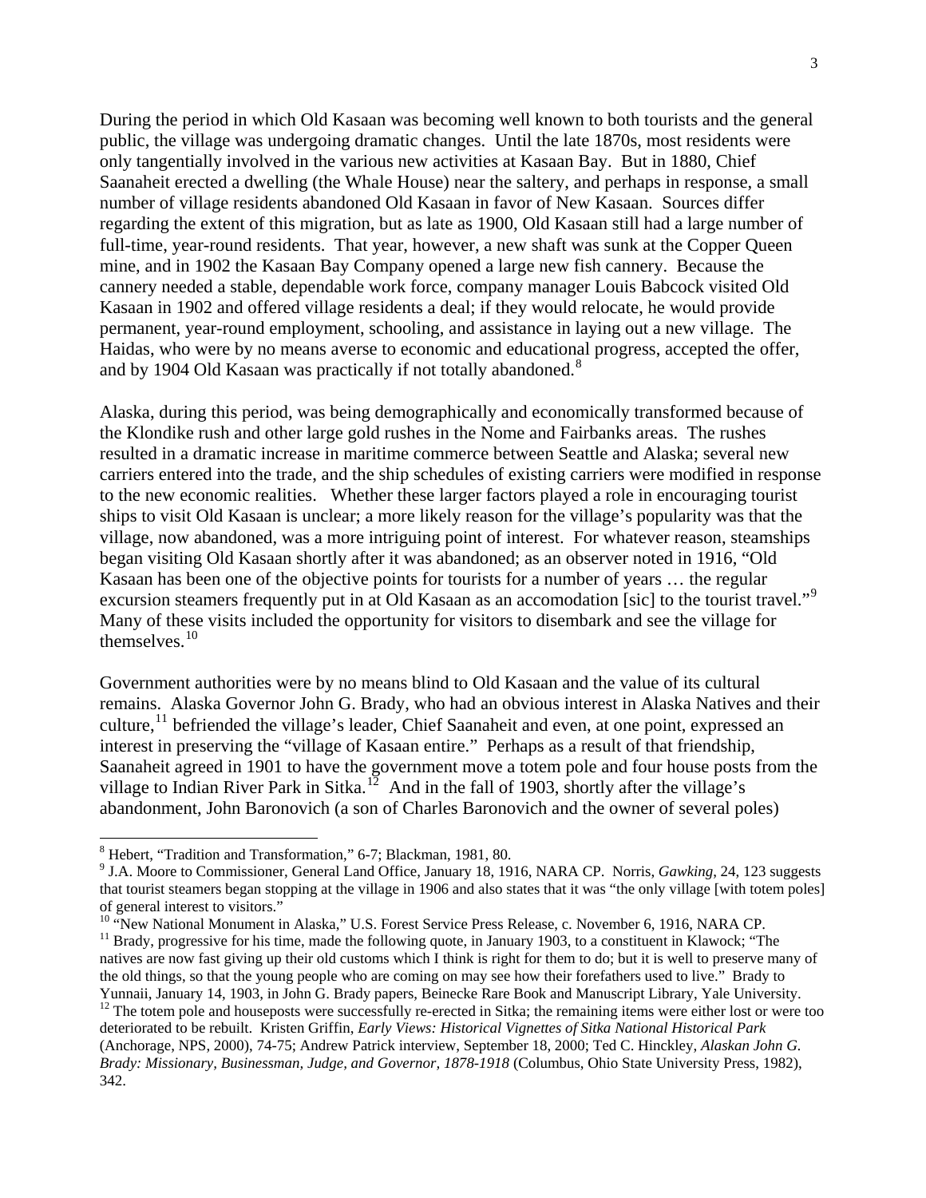During the period in which Old Kasaan was becoming well known to both tourists and the general public, the village was undergoing dramatic changes. Until the late 1870s, most residents were only tangentially involved in the various new activities at Kasaan Bay. But in 1880, Chief Saanaheit erected a dwelling (the Whale House) near the saltery, and perhaps in response, a small number of village residents abandoned Old Kasaan in favor of New Kasaan. Sources differ regarding the extent of this migration, but as late as 1900, Old Kasaan still had a large number of full-time, year-round residents. That year, however, a new shaft was sunk at the Copper Queen mine, and in 1902 the Kasaan Bay Company opened a large new fish cannery. Because the cannery needed a stable, dependable work force, company manager Louis Babcock visited Old Kasaan in 1902 and offered village residents a deal; if they would relocate, he would provide permanent, year-round employment, schooling, and assistance in laying out a new village. The Haidas, who were by no means averse to economic and educational progress, accepted the offer, and by 1904 Old Kasaan was practically if not totally abandoned.[8]

Alaska, during this period, was being demographically and economically transformed because of the Klondike rush and other large gold rushes in the Nome and Fairbanks areas. The rushes resulted in a dramatic increase in maritime commerce between Seattle and Alaska; several new carriers entered into the trade, and the ship schedules of existing carriers were modified in response to the new economic realities. Whether these larger factors played a role in encouraging tourist ships to visit Old Kasaan is unclear; a more likely reason for the village's popularity was that the village, now abandoned, was a more intriguing point of interest. For whatever reason, steamships began visiting Old Kasaan shortly after it was abandoned; as an observer noted in 1916, "Old Kasaan has been one of the objective points for tourists for a number of years … the regular excursion steamers frequently put in at Old Kasaan as an accomodation [sic] to the tourist travel."[9] Many of these visits included the opportunity for visitors to disembark and see the village for themselves.[10]

Government authorities were by no means blind to Old Kasaan and the value of its cultural remains. Alaska Governor John G. Brady, who had an obvious interest in Alaska Natives and their culture,[11] befriended the village's leader, Chief Saanaheit and even, at one point, expressed an interest in preserving the "village of Kasaan entire." Perhaps as a result of that friendship, Saanaheit agreed in 1901 to have the government move a totem pole and four house posts from the village to Indian River Park in Sitka.[12] And in the fall of 1903, shortly after the village's abandonment, John Baronovich (a son of Charles Baronovich and the owner of several poles)

---

[8] Hebert, "Tradition and Transformation," 6-7; Blackman, 1981, 80.

[9] J.A. Moore to Commissioner, General Land Office, January 18, 1916, NARA CP. Norris, *Gawking*, 24, 123 suggests that tourist steamers began stopping at the village in 1906 and also states that it was "the only village [with totem poles] of general interest to visitors."

[10] "New National Monument in Alaska," U.S. Forest Service Press Release, c. November 6, 1916, NARA CP.

[11] Brady, progressive for his time, made the following quote, in January 1903, to a constituent in Klawock; "The natives are now fast giving up their old customs which I think is right for them to do; but it is well to preserve many of the old things, so that the young people who are coming on may see how their forefathers used to live." Brady to Yunnaii, January 14, 1903, in John G. Brady papers, Beinecke Rare Book and Manuscript Library, Yale University.

[12] The totem pole and houseposts were successfully re-erected in Sitka; the remaining items were either lost or were too deteriorated to be rebuilt. Kristen Griffin, *Early Views: Historical Vignettes of Sitka National Historical Park* (Anchorage, NPS, 2000), 74-75; Andrew Patrick interview, September 18, 2000; Ted C. Hinckley, *Alaskan John G. Brady: Missionary, Businessman, Judge, and Governor, 1878-1918* (Columbus, Ohio State University Press, 1982), 342.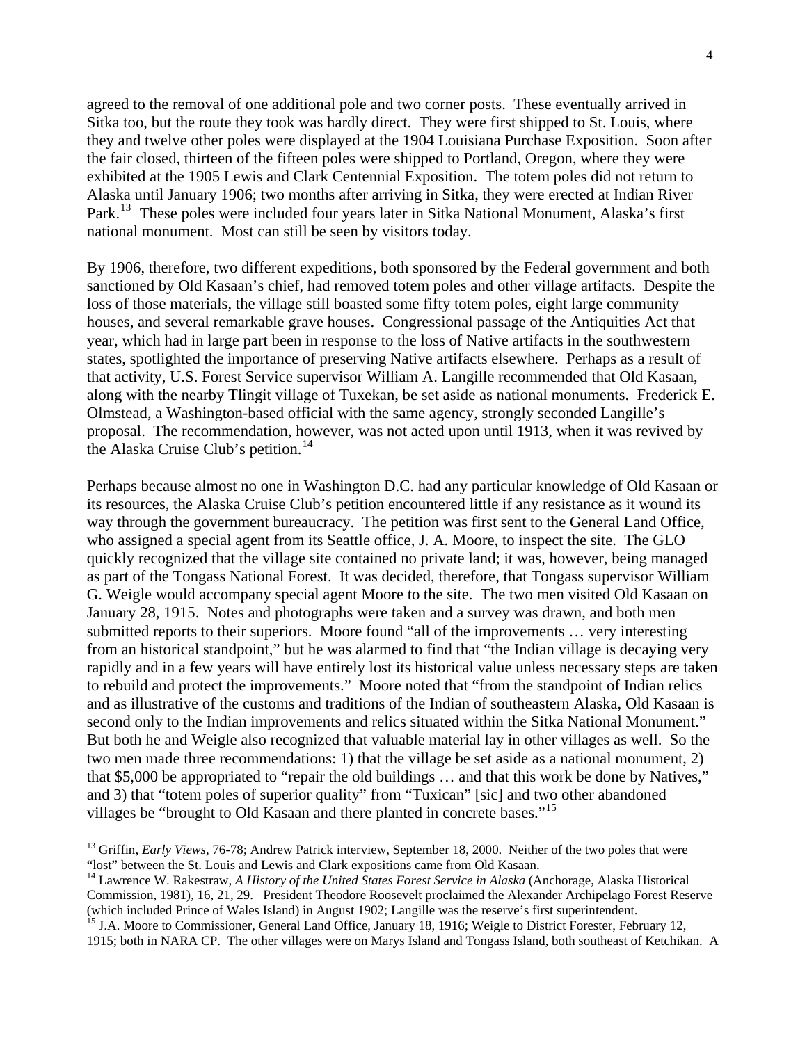agreed to the removal of one additional pole and two corner posts. These eventually arrived in Sitka too, but the route they took was hardly direct. They were first shipped to St. Louis, where they and twelve other poles were displayed at the 1904 Louisiana Purchase Exposition. Soon after the fair closed, thirteen of the fifteen poles were shipped to Portland, Oregon, where they were exhibited at the 1905 Lewis and Clark Centennial Exposition. The totem poles did not return to Alaska until January 1906; two months after arriving in Sitka, they were erected at Indian River Park.[13] These poles were included four years later in Sitka National Monument, Alaska's first national monument. Most can still be seen by visitors today.

By 1906, therefore, two different expeditions, both sponsored by the Federal government and both sanctioned by Old Kasaan's chief, had removed totem poles and other village artifacts. Despite the loss of those materials, the village still boasted some fifty totem poles, eight large community houses, and several remarkable grave houses. Congressional passage of the Antiquities Act that year, which had in large part been in response to the loss of Native artifacts in the southwestern states, spotlighted the importance of preserving Native artifacts elsewhere. Perhaps as a result of that activity, U.S. Forest Service supervisor William A. Langille recommended that Old Kasaan, along with the nearby Tlingit village of Tuxekan, be set aside as national monuments. Frederick E. Olmstead, a Washington-based official with the same agency, strongly seconded Langille's proposal. The recommendation, however, was not acted upon until 1913, when it was revived by the Alaska Cruise Club's petition.[14]

Perhaps because almost no one in Washington D.C. had any particular knowledge of Old Kasaan or its resources, the Alaska Cruise Club's petition encountered little if any resistance as it wound its way through the government bureaucracy. The petition was first sent to the General Land Office, who assigned a special agent from its Seattle office, J. A. Moore, to inspect the site. The GLO quickly recognized that the village site contained no private land; it was, however, being managed as part of the Tongass National Forest. It was decided, therefore, that Tongass supervisor William G. Weigle would accompany special agent Moore to the site. The two men visited Old Kasaan on January 28, 1915. Notes and photographs were taken and a survey was drawn, and both men submitted reports to their superiors. Moore found "all of the improvements … very interesting from an historical standpoint," but he was alarmed to find that "the Indian village is decaying very rapidly and in a few years will have entirely lost its historical value unless necessary steps are taken to rebuild and protect the improvements." Moore noted that "from the standpoint of Indian relics and as illustrative of the customs and traditions of the Indian of southeastern Alaska, Old Kasaan is second only to the Indian improvements and relics situated within the Sitka National Monument." But both he and Weigle also recognized that valuable material lay in other villages as well. So the two men made three recommendations: 1) that the village be set aside as a national monument, 2) that $5,000 be appropriated to "repair the old buildings … and that this work be done by Natives," and 3) that "totem poles of superior quality" from "Tuxican" [sic] and two other abandoned villages be "brought to Old Kasaan and there planted in concrete bases."[15]

---

[13] Griffin, *Early Views*, 76-78; Andrew Patrick interview, September 18, 2000. Neither of the two poles that were "lost" between the St. Louis and Lewis and Clark expositions came from Old Kasaan.

[14] Lawrence W. Rakestraw, *A History of the United States Forest Service in Alaska* (Anchorage, Alaska Historical Commission, 1981), 16, 21, 29. President Theodore Roosevelt proclaimed the Alexander Archipelago Forest Reserve (which included Prince of Wales Island) in August 1902; Langille was the reserve's first superintendent.

[15] J.A. Moore to Commissioner, General Land Office, January 18, 1916; Weigle to District Forester, February 12, 1915; both in NARA CP. The other villages were on Marys Island and Tongass Island, both southeast of Ketchikan. A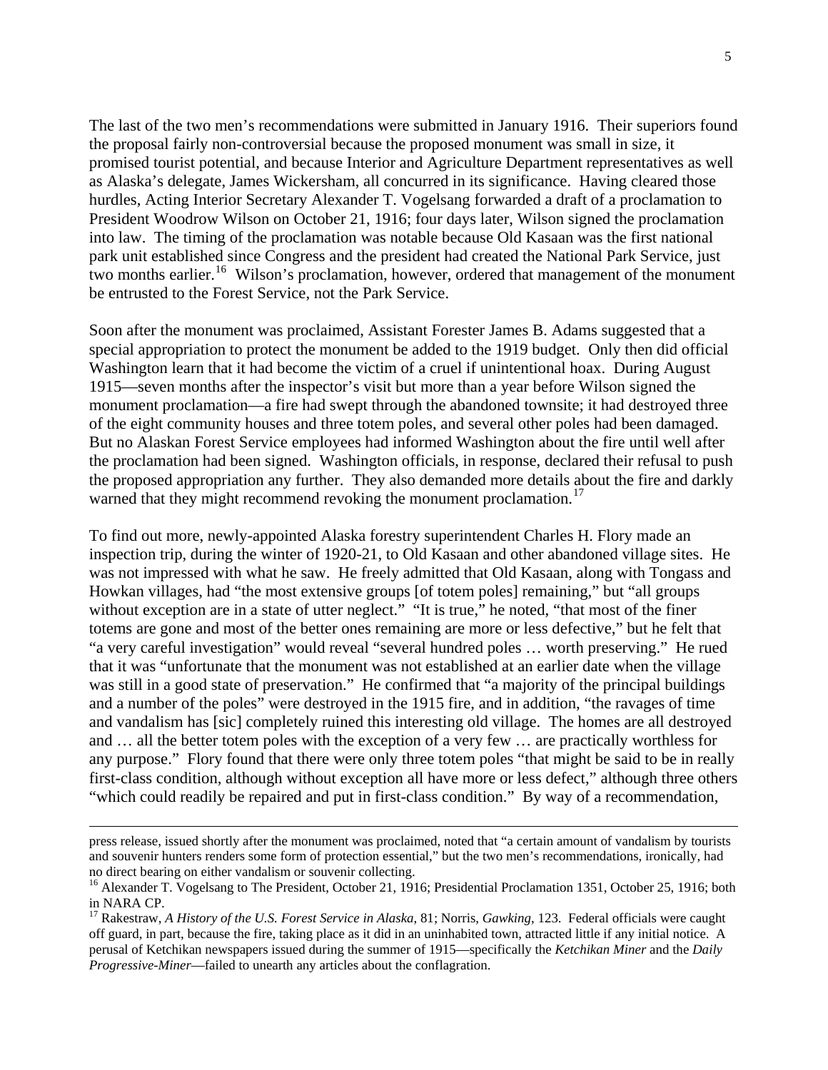The last of the two men's recommendations were submitted in January 1916. Their superiors found the proposal fairly non-controversial because the proposed monument was small in size, it promised tourist potential, and because Interior and Agriculture Department representatives as well as Alaska's delegate, James Wickersham, all concurred in its significance. Having cleared those hurdles, Acting Interior Secretary Alexander T. Vogelsang forwarded a draft of a proclamation to President Woodrow Wilson on October 21, 1916; four days later, Wilson signed the proclamation into law. The timing of the proclamation was notable because Old Kasaan was the first national park unit established since Congress and the president had created the National Park Service, just two months earlier.[16] Wilson's proclamation, however, ordered that management of the monument be entrusted to the Forest Service, not the Park Service.

Soon after the monument was proclaimed, Assistant Forester James B. Adams suggested that a special appropriation to protect the monument be added to the 1919 budget. Only then did official Washington learn that it had become the victim of a cruel if unintentional hoax. During August 1915—seven months after the inspector's visit but more than a year before Wilson signed the monument proclamation—a fire had swept through the abandoned townsite; it had destroyed three of the eight community houses and three totem poles, and several other poles had been damaged. But no Alaskan Forest Service employees had informed Washington about the fire until well after the proclamation had been signed. Washington officials, in response, declared their refusal to push the proposed appropriation any further. They also demanded more details about the fire and darkly warned that they might recommend revoking the monument proclamation.[17]

To find out more, newly-appointed Alaska forestry superintendent Charles H. Flory made an inspection trip, during the winter of 1920-21, to Old Kasaan and other abandoned village sites. He was not impressed with what he saw. He freely admitted that Old Kasaan, along with Tongass and Howkan villages, had "the most extensive groups [of totem poles] remaining," but "all groups without exception are in a state of utter neglect." "It is true," he noted, "that most of the finer totems are gone and most of the better ones remaining are more or less defective," but he felt that "a very careful investigation" would reveal "several hundred poles … worth preserving." He rued that it was "unfortunate that the monument was not established at an earlier date when the village was still in a good state of preservation." He confirmed that "a majority of the principal buildings and a number of the poles" were destroyed in the 1915 fire, and in addition, "the ravages of time and vandalism has [sic] completely ruined this interesting old village. The homes are all destroyed and … all the better totem poles with the exception of a very few … are practically worthless for any purpose." Flory found that there were only three totem poles "that might be said to be in really first-class condition, although without exception all have more or less defect," although three others "which could readily be repaired and put in first-class condition." By way of a recommendation,

---

press release, issued shortly after the monument was proclaimed, noted that "a certain amount of vandalism by tourists and souvenir hunters renders some form of protection essential," but the two men's recommendations, ironically, had no direct bearing on either vandalism or souvenir collecting.

[16] Alexander T. Vogelsang to The President, October 21, 1916; Presidential Proclamation 1351, October 25, 1916; both in NARA CP.

[17] Rakestraw, *A History of the U.S. Forest Service in Alaska*, 81; Norris, *Gawking*, 123. Federal officials were caught off guard, in part, because the fire, taking place as it did in an uninhabited town, attracted little if any initial notice. A perusal of Ketchikan newspapers issued during the summer of 1915—specifically the *Ketchikan Miner* and the *Daily Progressive-Miner*—failed to unearth any articles about the conflagration.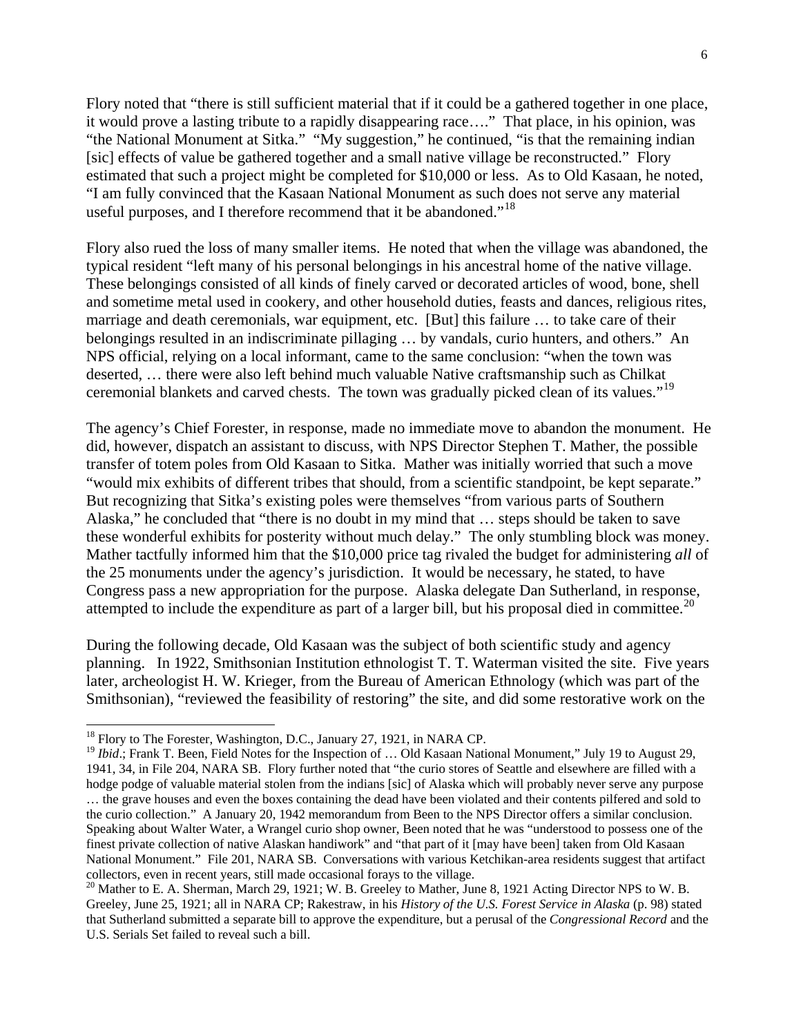Flory noted that "there is still sufficient material that if it could be a gathered together in one place, it would prove a lasting tribute to a rapidly disappearing race…." That place, in his opinion, was "the National Monument at Sitka." "My suggestion," he continued, "is that the remaining indian [sic] effects of value be gathered together and a small native village be reconstructed." Flory estimated that such a project might be completed for $10,000 or less. As to Old Kasaan, he noted, "I am fully convinced that the Kasaan National Monument as such does not serve any material useful purposes, and I therefore recommend that it be abandoned."[18]

Flory also rued the loss of many smaller items. He noted that when the village was abandoned, the typical resident "left many of his personal belongings in his ancestral home of the native village. These belongings consisted of all kinds of finely carved or decorated articles of wood, bone, shell and sometime metal used in cookery, and other household duties, feasts and dances, religious rites, marriage and death ceremonials, war equipment, etc. [But] this failure … to take care of their belongings resulted in an indiscriminate pillaging … by vandals, curio hunters, and others." An NPS official, relying on a local informant, came to the same conclusion: "when the town was deserted, … there were also left behind much valuable Native craftsmanship such as Chilkat ceremonial blankets and carved chests. The town was gradually picked clean of its values."[19]

The agency's Chief Forester, in response, made no immediate move to abandon the monument. He did, however, dispatch an assistant to discuss, with NPS Director Stephen T. Mather, the possible transfer of totem poles from Old Kasaan to Sitka. Mather was initially worried that such a move "would mix exhibits of different tribes that should, from a scientific standpoint, be kept separate." But recognizing that Sitka's existing poles were themselves "from various parts of Southern Alaska," he concluded that "there is no doubt in my mind that … steps should be taken to save these wonderful exhibits for posterity without much delay." The only stumbling block was money. Mather tactfully informed him that the $10,000 price tag rivaled the budget for administering *all* of the 25 monuments under the agency's jurisdiction. It would be necessary, he stated, to have Congress pass a new appropriation for the purpose. Alaska delegate Dan Sutherland, in response, attempted to include the expenditure as part of a larger bill, but his proposal died in committee.[20]

During the following decade, Old Kasaan was the subject of both scientific study and agency planning. In 1922, Smithsonian Institution ethnologist T. T. Waterman visited the site. Five years later, archeologist H. W. Krieger, from the Bureau of American Ethnology (which was part of the Smithsonian), "reviewed the feasibility of restoring" the site, and did some restorative work on the

---

[18] Flory to The Forester, Washington, D.C., January 27, 1921, in NARA CP.

[19] *Ibid*.; Frank T. Been, Field Notes for the Inspection of … Old Kasaan National Monument," July 19 to August 29, 1941, 34, in File 204, NARA SB. Flory further noted that "the curio stores of Seattle and elsewhere are filled with a hodge podge of valuable material stolen from the indians [sic] of Alaska which will probably never serve any purpose … the grave houses and even the boxes containing the dead have been violated and their contents pilfered and sold to the curio collection." A January 20, 1942 memorandum from Been to the NPS Director offers a similar conclusion. Speaking about Walter Water, a Wrangel curio shop owner, Been noted that he was "understood to possess one of the finest private collection of native Alaskan handiwork" and "that part of it [may have been] taken from Old Kasaan National Monument." File 201, NARA SB. Conversations with various Ketchikan-area residents suggest that artifact collectors, even in recent years, still made occasional forays to the village.

[20] Mather to E. A. Sherman, March 29, 1921; W. B. Greeley to Mather, June 8, 1921 Acting Director NPS to W. B. Greeley, June 25, 1921; all in NARA CP; Rakestraw, in his *History of the U.S. Forest Service in Alaska* (p. 98) stated that Sutherland submitted a separate bill to approve the expenditure, but a perusal of the *Congressional Record* and the U.S. Serials Set failed to reveal such a bill.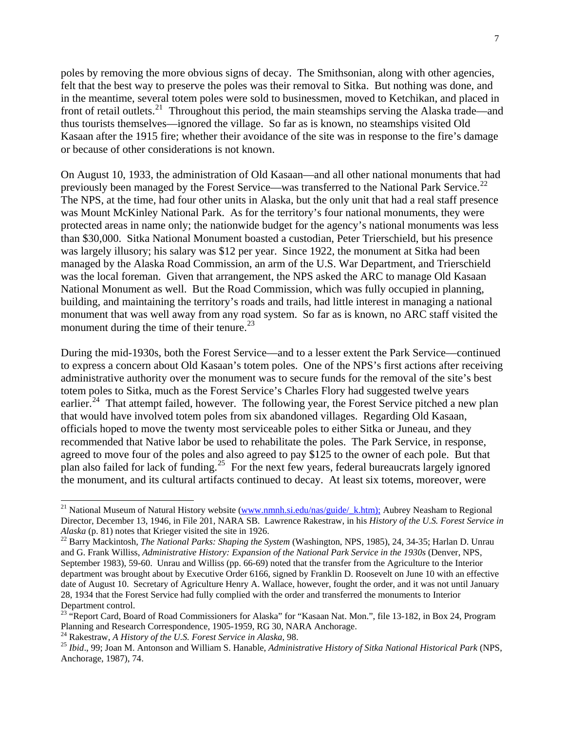poles by removing the more obvious signs of decay. The Smithsonian, along with other agencies, felt that the best way to preserve the poles was their removal to Sitka. But nothing was done, and in the meantime, several totem poles were sold to businessmen, moved to Ketchikan, and placed in front of retail outlets.[21] Throughout this period, the main steamships serving the Alaska trade—and thus tourists themselves—ignored the village. So far as is known, no steamships visited Old Kasaan after the 1915 fire; whether their avoidance of the site was in response to the fire's damage or because of other considerations is not known.

On August 10, 1933, the administration of Old Kasaan—and all other national monuments that had previously been managed by the Forest Service—was transferred to the National Park Service.[22] The NPS, at the time, had four other units in Alaska, but the only unit that had a real staff presence was Mount McKinley National Park. As for the territory's four national monuments, they were protected areas in name only; the nationwide budget for the agency's national monuments was less than $30,000. Sitka National Monument boasted a custodian, Peter Trierschield, but his presence was largely illusory; his salary was $12 per year. Since 1922, the monument at Sitka had been managed by the Alaska Road Commission, an arm of the U.S. War Department, and Trierschield was the local foreman. Given that arrangement, the NPS asked the ARC to manage Old Kasaan National Monument as well. But the Road Commission, which was fully occupied in planning, building, and maintaining the territory's roads and trails, had little interest in managing a national monument that was well away from any road system. So far as is known, no ARC staff visited the monument during the time of their tenure.[23]

During the mid-1930s, both the Forest Service—and to a lesser extent the Park Service—continued to express a concern about Old Kasaan's totem poles. One of the NPS's first actions after receiving administrative authority over the monument was to secure funds for the removal of the site's best totem poles to Sitka, much as the Forest Service's Charles Flory had suggested twelve years earlier.[24] That attempt failed, however. The following year, the Forest Service pitched a new plan that would have involved totem poles from six abandoned villages. Regarding Old Kasaan, officials hoped to move the twenty most serviceable poles to either Sitka or Juneau, and they recommended that Native labor be used to rehabilitate the poles. The Park Service, in response, agreed to move four of the poles and also agreed to pay $125 to the owner of each pole. But that plan also failed for lack of funding.[25] For the next few years, federal bureaucrats largely ignored the monument, and its cultural artifacts continued to decay. At least six totems, moreover, were

---

[21] National Museum of Natural History website (www.nmnh.si.edu/nas/guide/_k.htm); Aubrey Neasham to Regional Director, December 13, 1946, in File 201, NARA SB. Lawrence Rakestraw, in his *History of the U.S. Forest Service in Alaska* (p. 81) notes that Krieger visited the site in 1926.

[22] Barry Mackintosh, *The National Parks: Shaping the System* (Washington, NPS, 1985), 24, 34-35; Harlan D. Unrau and G. Frank Williss, *Administrative History: Expansion of the National Park Service in the 1930s* (Denver, NPS, September 1983), 59-60. Unrau and Williss (pp. 66-69) noted that the transfer from the Agriculture to the Interior department was brought about by Executive Order 6166, signed by Franklin D. Roosevelt on June 10 with an effective date of August 10. Secretary of Agriculture Henry A. Wallace, however, fought the order, and it was not until January 28, 1934 that the Forest Service had fully complied with the order and transferred the monuments to Interior Department control.

[23] "Report Card, Board of Road Commissioners for Alaska" for "Kasaan Nat. Mon.", file 13-182, in Box 24, Program Planning and Research Correspondence, 1905-1959, RG 30, NARA Anchorage.

[24] Rakestraw, *A History of the U.S. Forest Service in Alaska*, 98.

[25] *Ibid*., 99; Joan M. Antonson and William S. Hanable, *Administrative History of Sitka National Historical Park* (NPS, Anchorage, 1987), 74.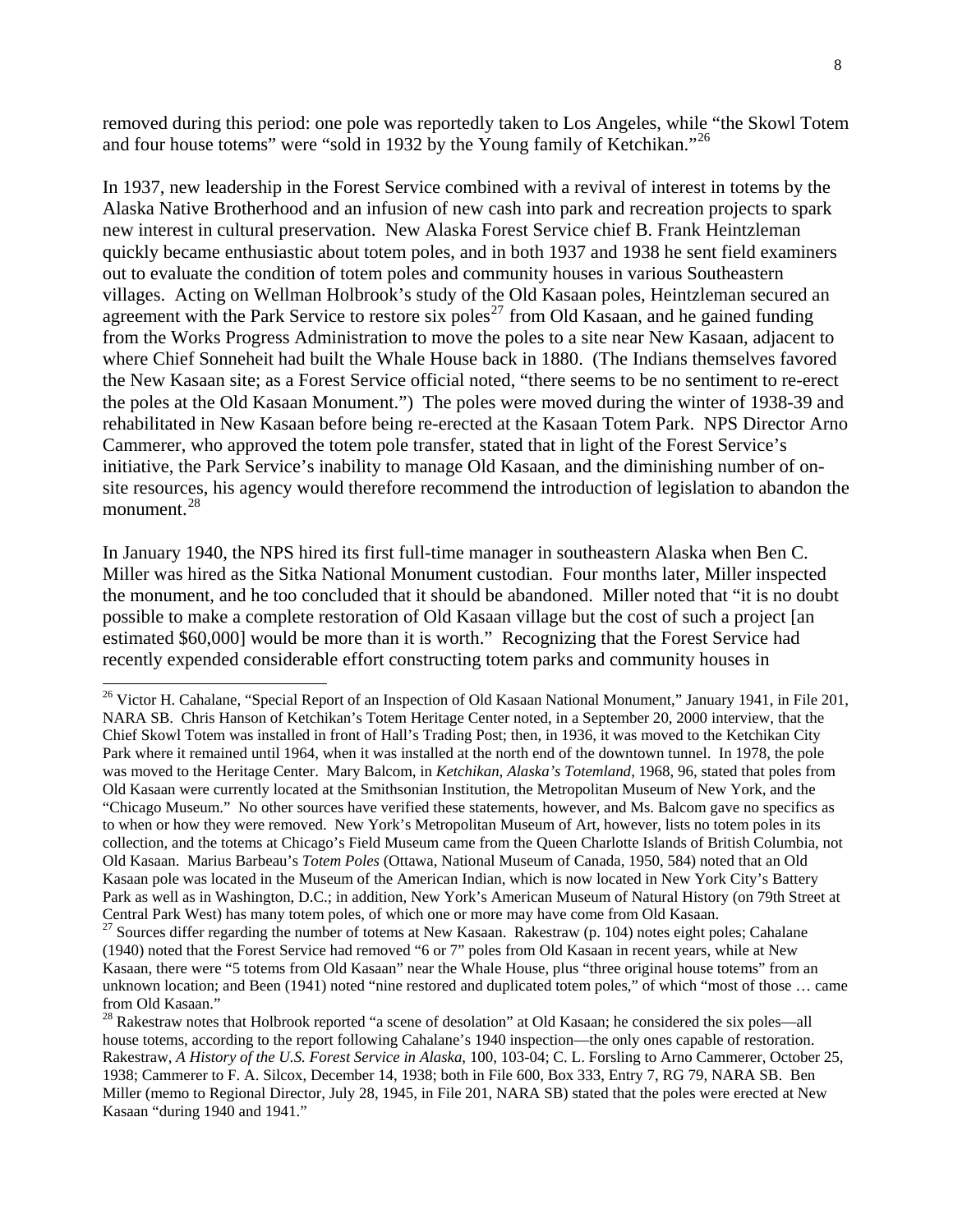removed during this period: one pole was reportedly taken to Los Angeles, while "the Skowl Totem and four house totems" were "sold in 1932 by the Young family of Ketchikan."[26]

In 1937, new leadership in the Forest Service combined with a revival of interest in totems by the Alaska Native Brotherhood and an infusion of new cash into park and recreation projects to spark new interest in cultural preservation. New Alaska Forest Service chief B. Frank Heintzleman quickly became enthusiastic about totem poles, and in both 1937 and 1938 he sent field examiners out to evaluate the condition of totem poles and community houses in various Southeastern villages. Acting on Wellman Holbrook's study of the Old Kasaan poles, Heintzleman secured an agreement with the Park Service to restore six poles[27] from Old Kasaan, and he gained funding from the Works Progress Administration to move the poles to a site near New Kasaan, adjacent to where Chief Sonneheit had built the Whale House back in 1880. (The Indians themselves favored the New Kasaan site; as a Forest Service official noted, "there seems to be no sentiment to re-erect the poles at the Old Kasaan Monument.") The poles were moved during the winter of 1938-39 and rehabilitated in New Kasaan before being re-erected at the Kasaan Totem Park. NPS Director Arno Cammerer, who approved the totem pole transfer, stated that in light of the Forest Service's initiative, the Park Service's inability to manage Old Kasaan, and the diminishing number of on-site resources, his agency would therefore recommend the introduction of legislation to abandon the monument.[28]

In January 1940, the NPS hired its first full-time manager in southeastern Alaska when Ben C. Miller was hired as the Sitka National Monument custodian. Four months later, Miller inspected the monument, and he too concluded that it should be abandoned. Miller noted that "it is no doubt possible to make a complete restoration of Old Kasaan village but the cost of such a project [an estimated $60,000] would be more than it is worth." Recognizing that the Forest Service had recently expended considerable effort constructing totem parks and community houses in

---

[26] Victor H. Cahalane, "Special Report of an Inspection of Old Kasaan National Monument," January 1941, in File 201, NARA SB. Chris Hanson of Ketchikan's Totem Heritage Center noted, in a September 20, 2000 interview, that the Chief Skowl Totem was installed in front of Hall's Trading Post; then, in 1936, it was moved to the Ketchikan City Park where it remained until 1964, when it was installed at the north end of the downtown tunnel. In 1978, the pole was moved to the Heritage Center. Mary Balcom, in *Ketchikan, Alaska's Totemland*, 1968, 96, stated that poles from Old Kasaan were currently located at the Smithsonian Institution, the Metropolitan Museum of New York, and the "Chicago Museum." No other sources have verified these statements, however, and Ms. Balcom gave no specifics as to when or how they were removed. New York's Metropolitan Museum of Art, however, lists no totem poles in its collection, and the totems at Chicago's Field Museum came from the Queen Charlotte Islands of British Columbia, not Old Kasaan. Marius Barbeau's *Totem Poles* (Ottawa, National Museum of Canada, 1950, 584) noted that an Old Kasaan pole was located in the Museum of the American Indian, which is now located in New York City's Battery Park as well as in Washington, D.C.; in addition, New York's American Museum of Natural History (on 79th Street at Central Park West) has many totem poles, of which one or more may have come from Old Kasaan.

[27] Sources differ regarding the number of totems at New Kasaan. Rakestraw (p. 104) notes eight poles; Cahalane (1940) noted that the Forest Service had removed "6 or 7" poles from Old Kasaan in recent years, while at New Kasaan, there were "5 totems from Old Kasaan" near the Whale House, plus "three original house totems" from an unknown location; and Been (1941) noted "nine restored and duplicated totem poles," of which "most of those … came from Old Kasaan."

[28] Rakestraw notes that Holbrook reported "a scene of desolation" at Old Kasaan; he considered the six poles—all house totems, according to the report following Cahalane's 1940 inspection—the only ones capable of restoration. Rakestraw, *A History of the U.S. Forest Service in Alaska*, 100, 103-04; C. L. Forsling to Arno Cammerer, October 25, 1938; Cammerer to F. A. Silcox, December 14, 1938; both in File 600, Box 333, Entry 7, RG 79, NARA SB. Ben Miller (memo to Regional Director, July 28, 1945, in File 201, NARA SB) stated that the poles were erected at New Kasaan "during 1940 and 1941."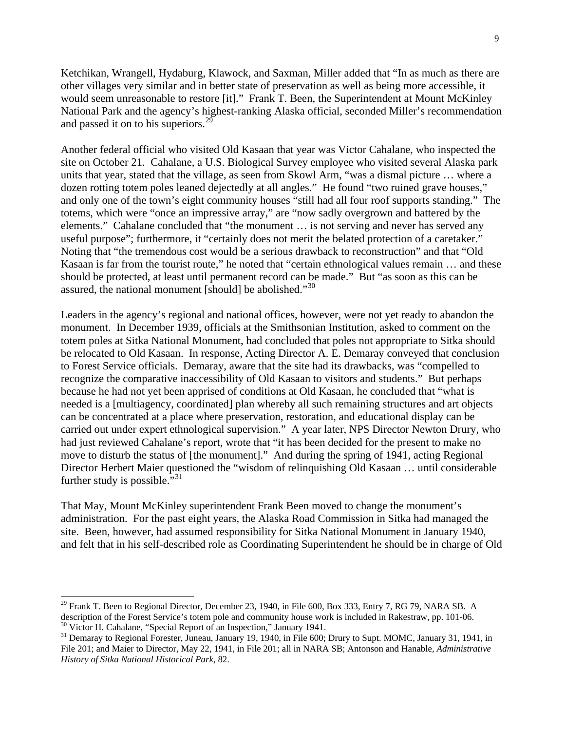Ketchikan, Wrangell, Hydaburg, Klawock, and Saxman, Miller added that "In as much as there are other villages very similar and in better state of preservation as well as being more accessible, it would seem unreasonable to restore [it]." Frank T. Been, the Superintendent at Mount McKinley National Park and the agency's highest-ranking Alaska official, seconded Miller's recommendation and passed it on to his superiors.[29]

Another federal official who visited Old Kasaan that year was Victor Cahalane, who inspected the site on October 21. Cahalane, a U.S. Biological Survey employee who visited several Alaska park units that year, stated that the village, as seen from Skowl Arm, "was a dismal picture … where a dozen rotting totem poles leaned dejectedly at all angles." He found "two ruined grave houses," and only one of the town's eight community houses "still had all four roof supports standing." The totems, which were "once an impressive array," are "now sadly overgrown and battered by the elements." Cahalane concluded that "the monument … is not serving and never has served any useful purpose"; furthermore, it "certainly does not merit the belated protection of a caretaker." Noting that "the tremendous cost would be a serious drawback to reconstruction" and that "Old Kasaan is far from the tourist route," he noted that "certain ethnological values remain … and these should be protected, at least until permanent record can be made." But "as soon as this can be assured, the national monument [should] be abolished."[30]

Leaders in the agency's regional and national offices, however, were not yet ready to abandon the monument. In December 1939, officials at the Smithsonian Institution, asked to comment on the totem poles at Sitka National Monument, had concluded that poles not appropriate to Sitka should be relocated to Old Kasaan. In response, Acting Director A. E. Demaray conveyed that conclusion to Forest Service officials. Demaray, aware that the site had its drawbacks, was "compelled to recognize the comparative inaccessibility of Old Kasaan to visitors and students." But perhaps because he had not yet been apprised of conditions at Old Kasaan, he concluded that "what is needed is a [multiagency, coordinated] plan whereby all such remaining structures and art objects can be concentrated at a place where preservation, restoration, and educational display can be carried out under expert ethnological supervision." A year later, NPS Director Newton Drury, who had just reviewed Cahalane's report, wrote that "it has been decided for the present to make no move to disturb the status of [the monument]." And during the spring of 1941, acting Regional Director Herbert Maier questioned the "wisdom of relinquishing Old Kasaan … until considerable further study is possible."[31]

That May, Mount McKinley superintendent Frank Been moved to change the monument's administration. For the past eight years, the Alaska Road Commission in Sitka had managed the site. Been, however, had assumed responsibility for Sitka National Monument in January 1940, and felt that in his self-described role as Coordinating Superintendent he should be in charge of Old

---

[29] Frank T. Been to Regional Director, December 23, 1940, in File 600, Box 333, Entry 7, RG 79, NARA SB. A description of the Forest Service's totem pole and community house work is included in Rakestraw, pp. 101-06.

[30] Victor H. Cahalane, "Special Report of an Inspection," January 1941.

[31] Demaray to Regional Forester, Juneau, January 19, 1940, in File 600; Drury to Supt. MOMC, January 31, 1941, in File 201; and Maier to Director, May 22, 1941, in File 201; all in NARA SB; Antonson and Hanable, *Administrative History of Sitka National Historical Park*, 82.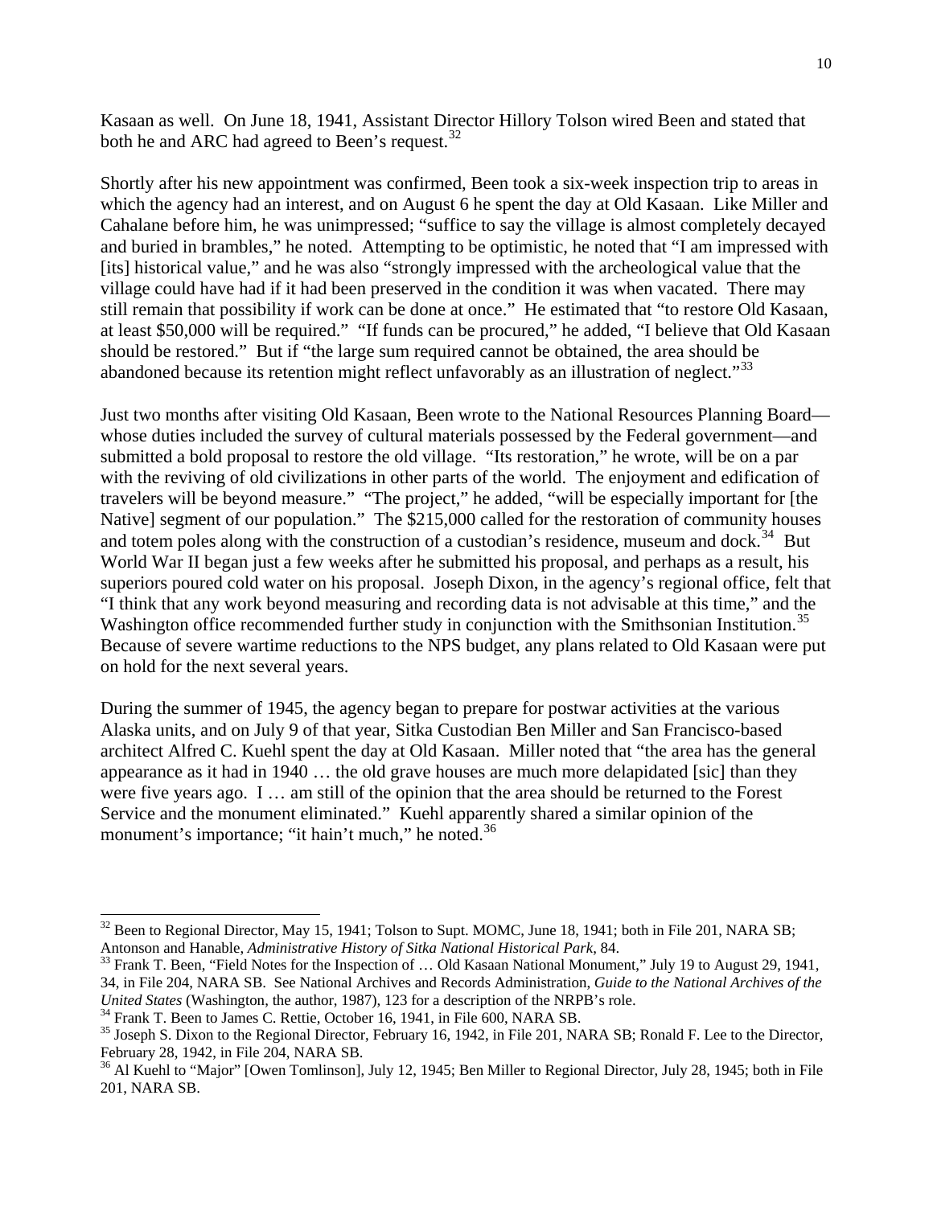Kasaan as well. On June 18, 1941, Assistant Director Hillory Tolson wired Been and stated that both he and ARC had agreed to Been's request.[32]

Shortly after his new appointment was confirmed, Been took a six-week inspection trip to areas in which the agency had an interest, and on August 6 he spent the day at Old Kasaan. Like Miller and Cahalane before him, he was unimpressed; "suffice to say the village is almost completely decayed and buried in brambles," he noted. Attempting to be optimistic, he noted that "I am impressed with [its] historical value," and he was also "strongly impressed with the archeological value that the village could have had if it had been preserved in the condition it was when vacated. There may still remain that possibility if work can be done at once." He estimated that "to restore Old Kasaan, at least $50,000 will be required." "If funds can be procured," he added, "I believe that Old Kasaan should be restored." But if "the large sum required cannot be obtained, the area should be abandoned because its retention might reflect unfavorably as an illustration of neglect."[33]

Just two months after visiting Old Kasaan, Been wrote to the National Resources Planning Board—whose duties included the survey of cultural materials possessed by the Federal government—and submitted a bold proposal to restore the old village. "Its restoration," he wrote, will be on a par with the reviving of old civilizations in other parts of the world. The enjoyment and edification of travelers will be beyond measure." "The project," he added, "will be especially important for [the Native] segment of our population." The $215,000 called for the restoration of community houses and totem poles along with the construction of a custodian's residence, museum and dock.[34] But World War II began just a few weeks after he submitted his proposal, and perhaps as a result, his superiors poured cold water on his proposal. Joseph Dixon, in the agency's regional office, felt that "I think that any work beyond measuring and recording data is not advisable at this time," and the Washington office recommended further study in conjunction with the Smithsonian Institution.[35] Because of severe wartime reductions to the NPS budget, any plans related to Old Kasaan were put on hold for the next several years.

During the summer of 1945, the agency began to prepare for postwar activities at the various Alaska units, and on July 9 of that year, Sitka Custodian Ben Miller and San Francisco-based architect Alfred C. Kuehl spent the day at Old Kasaan. Miller noted that "the area has the general appearance as it had in 1940 … the old grave houses are much more delapidated [sic] than they were five years ago. I … am still of the opinion that the area should be returned to the Forest Service and the monument eliminated." Kuehl apparently shared a similar opinion of the monument's importance; "it hain't much," he noted.[36]

---

[32] Been to Regional Director, May 15, 1941; Tolson to Supt. MOMC, June 18, 1941; both in File 201, NARA SB; Antonson and Hanable, *Administrative History of Sitka National Historical Park*, 84.

[33] Frank T. Been, "Field Notes for the Inspection of … Old Kasaan National Monument," July 19 to August 29, 1941, 34, in File 204, NARA SB. See National Archives and Records Administration, *Guide to the National Archives of the United States* (Washington, the author, 1987), 123 for a description of the NRPB's role.

[34] Frank T. Been to James C. Rettie, October 16, 1941, in File 600, NARA SB.

[35] Joseph S. Dixon to the Regional Director, February 16, 1942, in File 201, NARA SB; Ronald F. Lee to the Director, February 28, 1942, in File 204, NARA SB.

[36] Al Kuehl to "Major" [Owen Tomlinson], July 12, 1945; Ben Miller to Regional Director, July 28, 1945; both in File 201, NARA SB.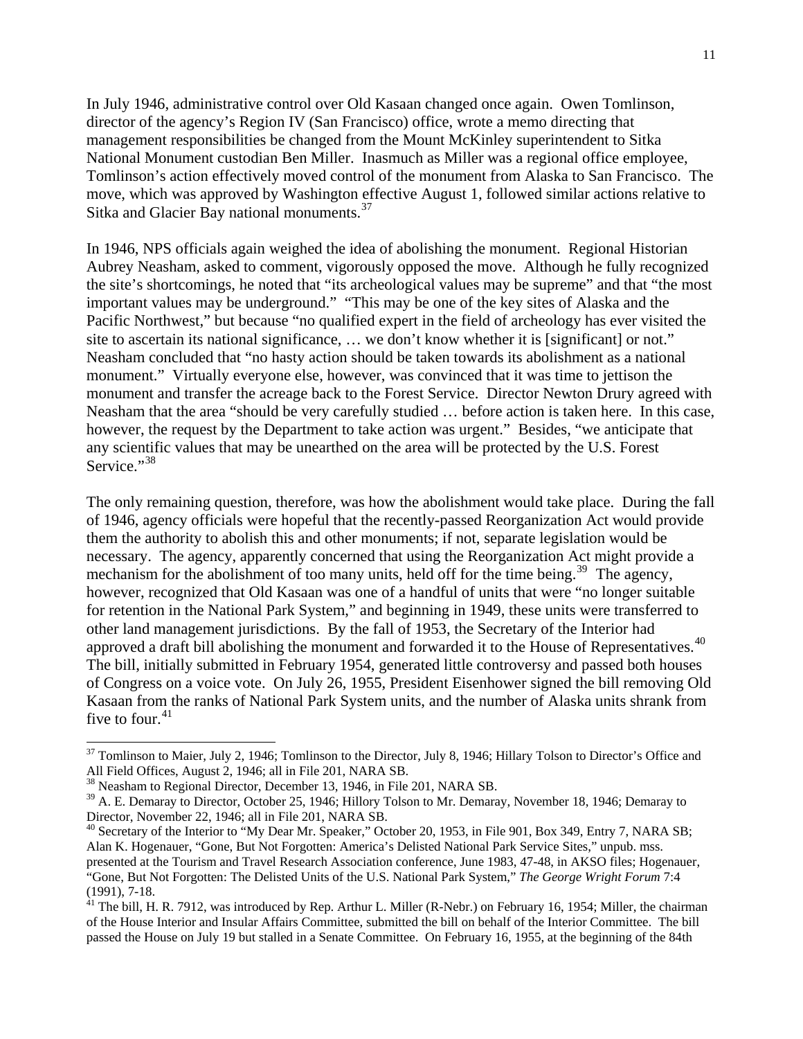In July 1946, administrative control over Old Kasaan changed once again. Owen Tomlinson, director of the agency's Region IV (San Francisco) office, wrote a memo directing that management responsibilities be changed from the Mount McKinley superintendent to Sitka National Monument custodian Ben Miller. Inasmuch as Miller was a regional office employee, Tomlinson's action effectively moved control of the monument from Alaska to San Francisco. The move, which was approved by Washington effective August 1, followed similar actions relative to Sitka and Glacier Bay national monuments.[37]

In 1946, NPS officials again weighed the idea of abolishing the monument. Regional Historian Aubrey Neasham, asked to comment, vigorously opposed the move. Although he fully recognized the site's shortcomings, he noted that "its archeological values may be supreme" and that "the most important values may be underground." "This may be one of the key sites of Alaska and the Pacific Northwest," but because "no qualified expert in the field of archeology has ever visited the site to ascertain its national significance, … we don't know whether it is [significant] or not." Neasham concluded that "no hasty action should be taken towards its abolishment as a national monument." Virtually everyone else, however, was convinced that it was time to jettison the monument and transfer the acreage back to the Forest Service. Director Newton Drury agreed with Neasham that the area "should be very carefully studied … before action is taken here. In this case, however, the request by the Department to take action was urgent." Besides, "we anticipate that any scientific values that may be unearthed on the area will be protected by the U.S. Forest Service."[38]

The only remaining question, therefore, was how the abolishment would take place. During the fall of 1946, agency officials were hopeful that the recently-passed Reorganization Act would provide them the authority to abolish this and other monuments; if not, separate legislation would be necessary. The agency, apparently concerned that using the Reorganization Act might provide a mechanism for the abolishment of too many units, held off for the time being.[39] The agency, however, recognized that Old Kasaan was one of a handful of units that were "no longer suitable for retention in the National Park System," and beginning in 1949, these units were transferred to other land management jurisdictions. By the fall of 1953, the Secretary of the Interior had approved a draft bill abolishing the monument and forwarded it to the House of Representatives.[40] The bill, initially submitted in February 1954, generated little controversy and passed both houses of Congress on a voice vote. On July 26, 1955, President Eisenhower signed the bill removing Old Kasaan from the ranks of National Park System units, and the number of Alaska units shrank from five to four.[41]

---

[37] Tomlinson to Maier, July 2, 1946; Tomlinson to the Director, July 8, 1946; Hillary Tolson to Director's Office and All Field Offices, August 2, 1946; all in File 201, NARA SB.

[38] Neasham to Regional Director, December 13, 1946, in File 201, NARA SB.

[39] A. E. Demaray to Director, October 25, 1946; Hillory Tolson to Mr. Demaray, November 18, 1946; Demaray to Director, November 22, 1946; all in File 201, NARA SB.

[40] Secretary of the Interior to "My Dear Mr. Speaker," October 20, 1953, in File 901, Box 349, Entry 7, NARA SB; Alan K. Hogenauer, "Gone, But Not Forgotten: America's Delisted National Park Service Sites," unpub. mss. presented at the Tourism and Travel Research Association conference, June 1983, 47-48, in AKSO files; Hogenauer, "Gone, But Not Forgotten: The Delisted Units of the U.S. National Park System," *The George Wright Forum* 7:4 (1991), 7-18.

[41] The bill, H. R. 7912, was introduced by Rep. Arthur L. Miller (R-Nebr.) on February 16, 1954; Miller, the chairman of the House Interior and Insular Affairs Committee, submitted the bill on behalf of the Interior Committee. The bill passed the House on July 19 but stalled in a Senate Committee. On February 16, 1955, at the beginning of the 84th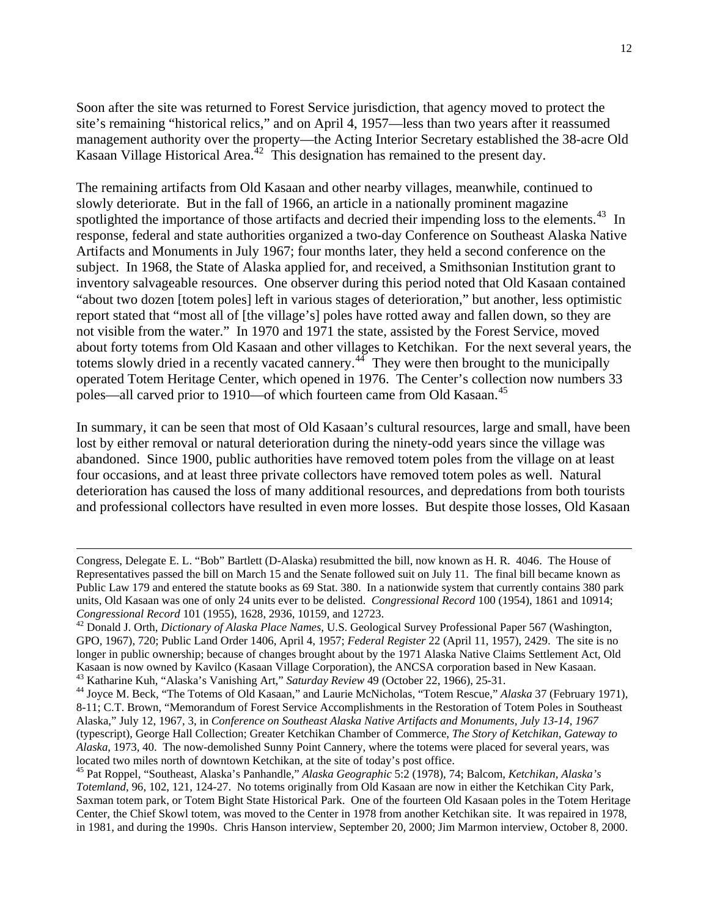Soon after the site was returned to Forest Service jurisdiction, that agency moved to protect the site's remaining "historical relics," and on April 4, 1957—less than two years after it reassumed management authority over the property—the Acting Interior Secretary established the 38-acre Old Kasaan Village Historical Area.[42] This designation has remained to the present day.

The remaining artifacts from Old Kasaan and other nearby villages, meanwhile, continued to slowly deteriorate. But in the fall of 1966, an article in a nationally prominent magazine spotlighted the importance of those artifacts and decried their impending loss to the elements.[43] In response, federal and state authorities organized a two-day Conference on Southeast Alaska Native Artifacts and Monuments in July 1967; four months later, they held a second conference on the subject. In 1968, the State of Alaska applied for, and received, a Smithsonian Institution grant to inventory salvageable resources. One observer during this period noted that Old Kasaan contained "about two dozen [totem poles] left in various stages of deterioration," but another, less optimistic report stated that "most all of [the village's] poles have rotted away and fallen down, so they are not visible from the water." In 1970 and 1971 the state, assisted by the Forest Service, moved about forty totems from Old Kasaan and other villages to Ketchikan. For the next several years, the totems slowly dried in a recently vacated cannery.[44] They were then brought to the municipally operated Totem Heritage Center, which opened in 1976. The Center's collection now numbers 33 poles—all carved prior to 1910—of which fourteen came from Old Kasaan.[45]

In summary, it can be seen that most of Old Kasaan's cultural resources, large and small, have been lost by either removal or natural deterioration during the ninety-odd years since the village was abandoned. Since 1900, public authorities have removed totem poles from the village on at least four occasions, and at least three private collectors have removed totem poles as well. Natural deterioration has caused the loss of many additional resources, and depredations from both tourists and professional collectors have resulted in even more losses. But despite those losses, Old Kasaan

---

Congress, Delegate E. L. "Bob" Bartlett (D-Alaska) resubmitted the bill, now known as H. R. 4046. The House of Representatives passed the bill on March 15 and the Senate followed suit on July 11. The final bill became known as Public Law 179 and entered the statute books as 69 Stat. 380. In a nationwide system that currently contains 380 park units, Old Kasaan was one of only 24 units ever to be delisted. *Congressional Record* 100 (1954), 1861 and 10914; *Congressional Record* 101 (1955), 1628, 2936, 10159, and 12723.

[42] Donald J. Orth, *Dictionary of Alaska Place Names*, U.S. Geological Survey Professional Paper 567 (Washington, GPO, 1967), 720; Public Land Order 1406, April 4, 1957; *Federal Register* 22 (April 11, 1957), 2429. The site is no longer in public ownership; because of changes brought about by the 1971 Alaska Native Claims Settlement Act, Old Kasaan is now owned by Kavilco (Kasaan Village Corporation), the ANCSA corporation based in New Kasaan.

[43] Katharine Kuh, "Alaska's Vanishing Art," *Saturday Review* 49 (October 22, 1966), 25-31.

[44] Joyce M. Beck, "The Totems of Old Kasaan," and Laurie McNicholas, "Totem Rescue," *Alaska* 37 (February 1971), 8-11; C.T. Brown, "Memorandum of Forest Service Accomplishments in the Restoration of Totem Poles in Southeast Alaska," July 12, 1967, 3, in *Conference on Southeast Alaska Native Artifacts and Monuments, July 13-14, 1967* (typescript), George Hall Collection; Greater Ketchikan Chamber of Commerce, *The Story of Ketchikan, Gateway to Alaska*, 1973, 40. The now-demolished Sunny Point Cannery, where the totems were placed for several years, was located two miles north of downtown Ketchikan, at the site of today's post office.

[45] Pat Roppel, "Southeast, Alaska's Panhandle," *Alaska Geographic* 5:2 (1978), 74; Balcom, *Ketchikan, Alaska's Totemland*, 96, 102, 121, 124-27. No totems originally from Old Kasaan are now in either the Ketchikan City Park, Saxman totem park, or Totem Bight State Historical Park. One of the fourteen Old Kasaan poles in the Totem Heritage Center, the Chief Skowl totem, was moved to the Center in 1978 from another Ketchikan site. It was repaired in 1978, in 1981, and during the 1990s. Chris Hanson interview, September 20, 2000; Jim Marmon interview, October 8, 2000.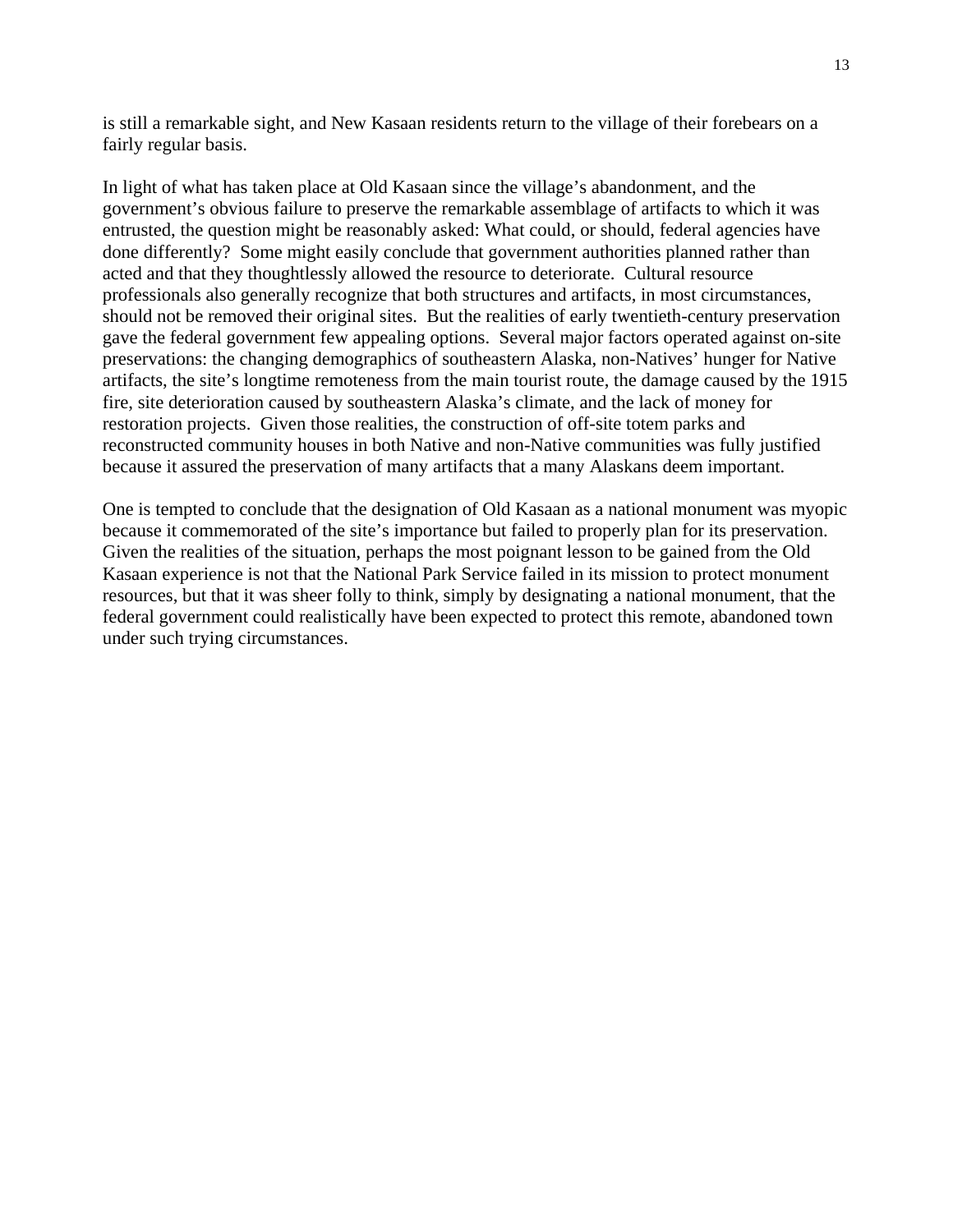is still a remarkable sight, and New Kasaan residents return to the village of their forebears on a fairly regular basis.

In light of what has taken place at Old Kasaan since the village's abandonment, and the government's obvious failure to preserve the remarkable assemblage of artifacts to which it was entrusted, the question might be reasonably asked: What could, or should, federal agencies have done differently? Some might easily conclude that government authorities planned rather than acted and that they thoughtlessly allowed the resource to deteriorate. Cultural resource professionals also generally recognize that both structures and artifacts, in most circumstances, should not be removed their original sites. But the realities of early twentieth-century preservation gave the federal government few appealing options. Several major factors operated against on-site preservations: the changing demographics of southeastern Alaska, non-Natives' hunger for Native artifacts, the site's longtime remoteness from the main tourist route, the damage caused by the 1915 fire, site deterioration caused by southeastern Alaska's climate, and the lack of money for restoration projects. Given those realities, the construction of off-site totem parks and reconstructed community houses in both Native and non-Native communities was fully justified because it assured the preservation of many artifacts that a many Alaskans deem important.

One is tempted to conclude that the designation of Old Kasaan as a national monument was myopic because it commemorated of the site's importance but failed to properly plan for its preservation. Given the realities of the situation, perhaps the most poignant lesson to be gained from the Old Kasaan experience is not that the National Park Service failed in its mission to protect monument resources, but that it was sheer folly to think, simply by designating a national monument, that the federal government could realistically have been expected to protect this remote, abandoned town under such trying circumstances.